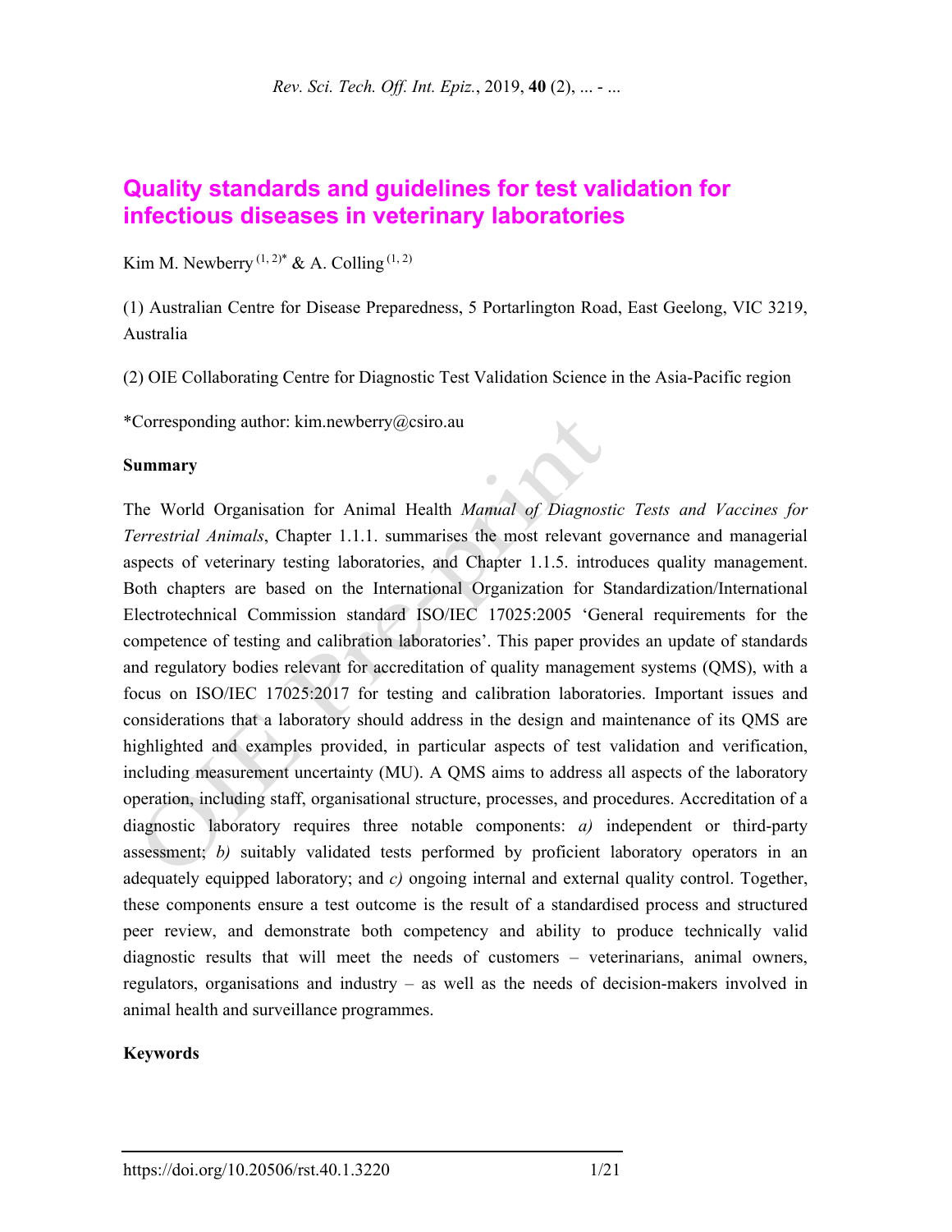# Quality standards and guidelines for test validation for infectious diseases in veterinary laboratories

Kim M. Newberry [1, 2]* & A. Colling [1, 2]

(1) Australian Centre for Disease Preparedness, 5 Portarlington Road, East Geelong, VIC 3219, Australia

(2) OIE Collaborating Centre for Diagnostic Test Validation Science in the Asia-Pacific region

*Corresponding author: kim.newberry@csiro.au

**Summary**

The World Organisation for Animal Health *Manual of Diagnostic Tests and Vaccines for Terrestrial Animals*, Chapter 1.1.1. summarises the most relevant governance and managerial aspects of veterinary testing laboratories, and Chapter 1.1.5. introduces quality management. Both chapters are based on the International Organization for Standardization/International Electrotechnical Commission standard ISO/IEC 17025:2005 'General requirements for the competence of testing and calibration laboratories'. This paper provides an update of standards and regulatory bodies relevant for accreditation of quality management systems (QMS), with a focus on ISO/IEC 17025:2017 for testing and calibration laboratories. Important issues and considerations that a laboratory should address in the design and maintenance of its QMS are highlighted and examples provided, in particular aspects of test validation and verification, including measurement uncertainty (MU). A QMS aims to address all aspects of the laboratory operation, including staff, organisational structure, processes, and procedures. Accreditation of a diagnostic laboratory requires three notable components: *a)* independent or third-party assessment; *b)* suitably validated tests performed by proficient laboratory operators in an adequately equipped laboratory; and *c)* ongoing internal and external quality control. Together, these components ensure a test outcome is the result of a standardised process and structured peer review, and demonstrate both competency and ability to produce technically valid diagnostic results that will meet the needs of customers – veterinarians, animal owners, regulators, organisations and industry – as well as the needs of decision-makers involved in animal health and surveillance programmes.

**Keywords**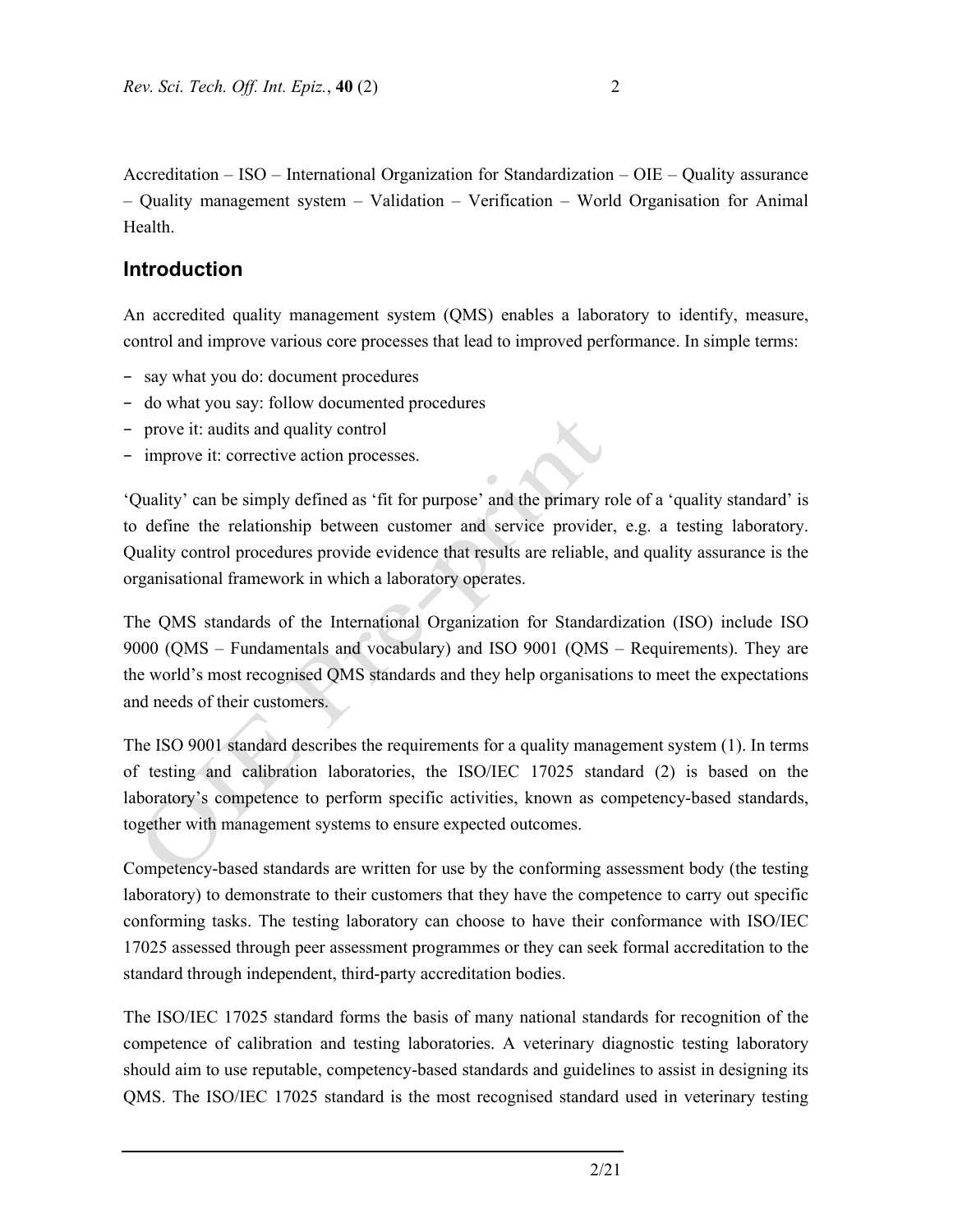Accreditation – ISO – International Organization for Standardization – OIE – Quality assurance – Quality management system – Validation – Verification – World Organisation for Animal Health.

## Introduction

An accredited quality management system (QMS) enables a laboratory to identify, measure, control and improve various core processes that lead to improved performance. In simple terms:

- say what you do: document procedures
- do what you say: follow documented procedures
- prove it: audits and quality control
- improve it: corrective action processes.

'Quality' can be simply defined as 'fit for purpose' and the primary role of a 'quality standard' is to define the relationship between customer and service provider, e.g. a testing laboratory. Quality control procedures provide evidence that results are reliable, and quality assurance is the organisational framework in which a laboratory operates.

The QMS standards of the International Organization for Standardization (ISO) include ISO 9000 (QMS – Fundamentals and vocabulary) and ISO 9001 (QMS – Requirements). They are the world's most recognised QMS standards and they help organisations to meet the expectations and needs of their customers.

The ISO 9001 standard describes the requirements for a quality management system (1). In terms of testing and calibration laboratories, the ISO/IEC 17025 standard (2) is based on the laboratory's competence to perform specific activities, known as competency-based standards, together with management systems to ensure expected outcomes.

Competency-based standards are written for use by the conforming assessment body (the testing laboratory) to demonstrate to their customers that they have the competence to carry out specific conforming tasks. The testing laboratory can choose to have their conformance with ISO/IEC 17025 assessed through peer assessment programmes or they can seek formal accreditation to the standard through independent, third-party accreditation bodies.

The ISO/IEC 17025 standard forms the basis of many national standards for recognition of the competence of calibration and testing laboratories. A veterinary diagnostic testing laboratory should aim to use reputable, competency-based standards and guidelines to assist in designing its QMS. The ISO/IEC 17025 standard is the most recognised standard used in veterinary testing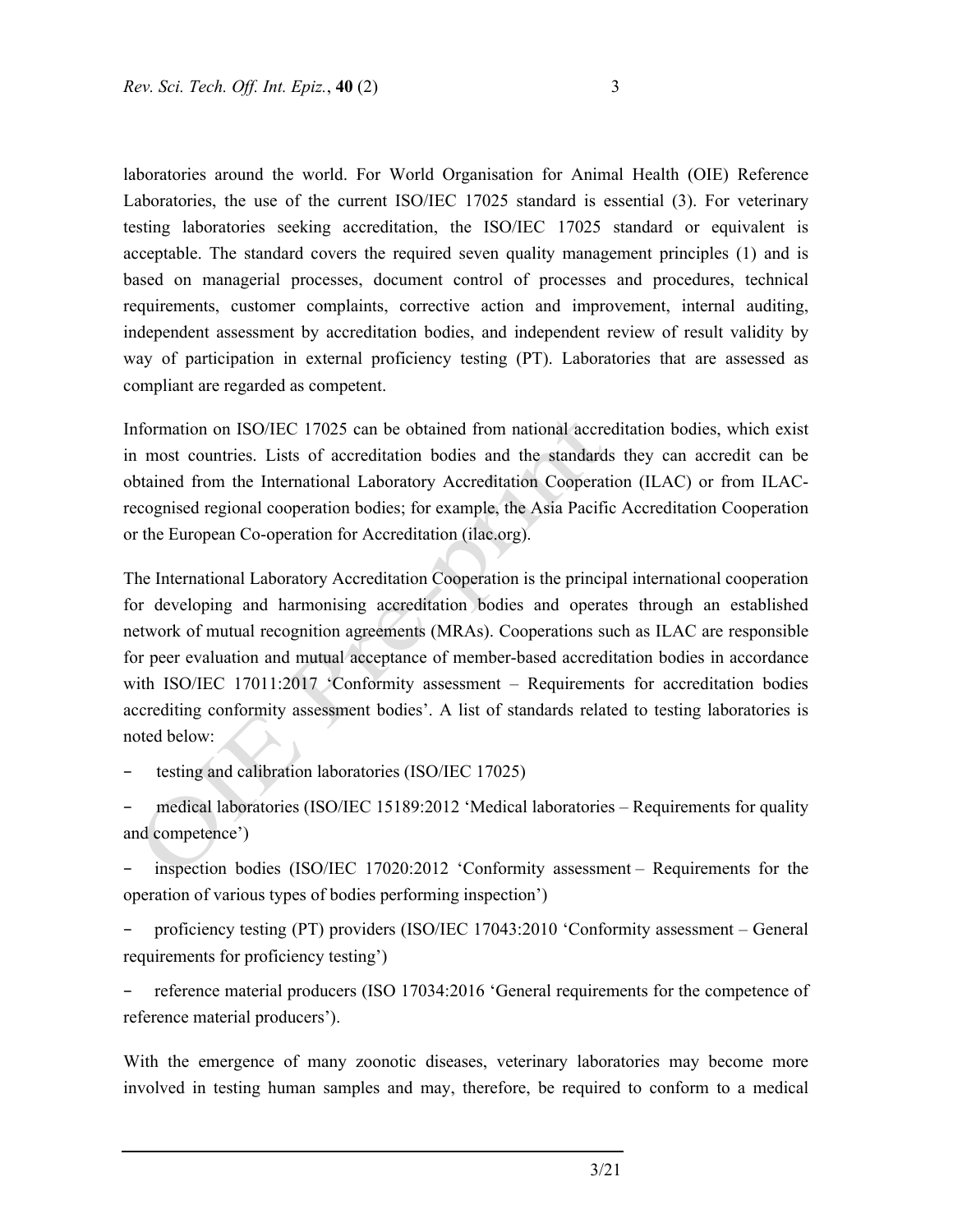laboratories around the world. For World Organisation for Animal Health (OIE) Reference Laboratories, the use of the current ISO/IEC 17025 standard is essential (3). For veterinary testing laboratories seeking accreditation, the ISO/IEC 17025 standard or equivalent is acceptable. The standard covers the required seven quality management principles (1) and is based on managerial processes, document control of processes and procedures, technical requirements, customer complaints, corrective action and improvement, internal auditing, independent assessment by accreditation bodies, and independent review of result validity by way of participation in external proficiency testing (PT). Laboratories that are assessed as compliant are regarded as competent.

Information on ISO/IEC 17025 can be obtained from national accreditation bodies, which exist in most countries. Lists of accreditation bodies and the standards they can accredit can be obtained from the International Laboratory Accreditation Cooperation (ILAC) or from ILAC-recognised regional cooperation bodies; for example, the Asia Pacific Accreditation Cooperation or the European Co-operation for Accreditation (ilac.org).

The International Laboratory Accreditation Cooperation is the principal international cooperation for developing and harmonising accreditation bodies and operates through an established network of mutual recognition agreements (MRAs). Cooperations such as ILAC are responsible for peer evaluation and mutual acceptance of member-based accreditation bodies in accordance with ISO/IEC 17011:2017 'Conformity assessment – Requirements for accreditation bodies accrediting conformity assessment bodies'. A list of standards related to testing laboratories is noted below:

- testing and calibration laboratories (ISO/IEC 17025)
- medical laboratories (ISO/IEC 15189:2012 'Medical laboratories – Requirements for quality and competence')
- inspection bodies (ISO/IEC 17020:2012 'Conformity assessment – Requirements for the operation of various types of bodies performing inspection')
- proficiency testing (PT) providers (ISO/IEC 17043:2010 'Conformity assessment – General requirements for proficiency testing')
- reference material producers (ISO 17034:2016 'General requirements for the competence of reference material producers').

With the emergence of many zoonotic diseases, veterinary laboratories may become more involved in testing human samples and may, therefore, be required to conform to a medical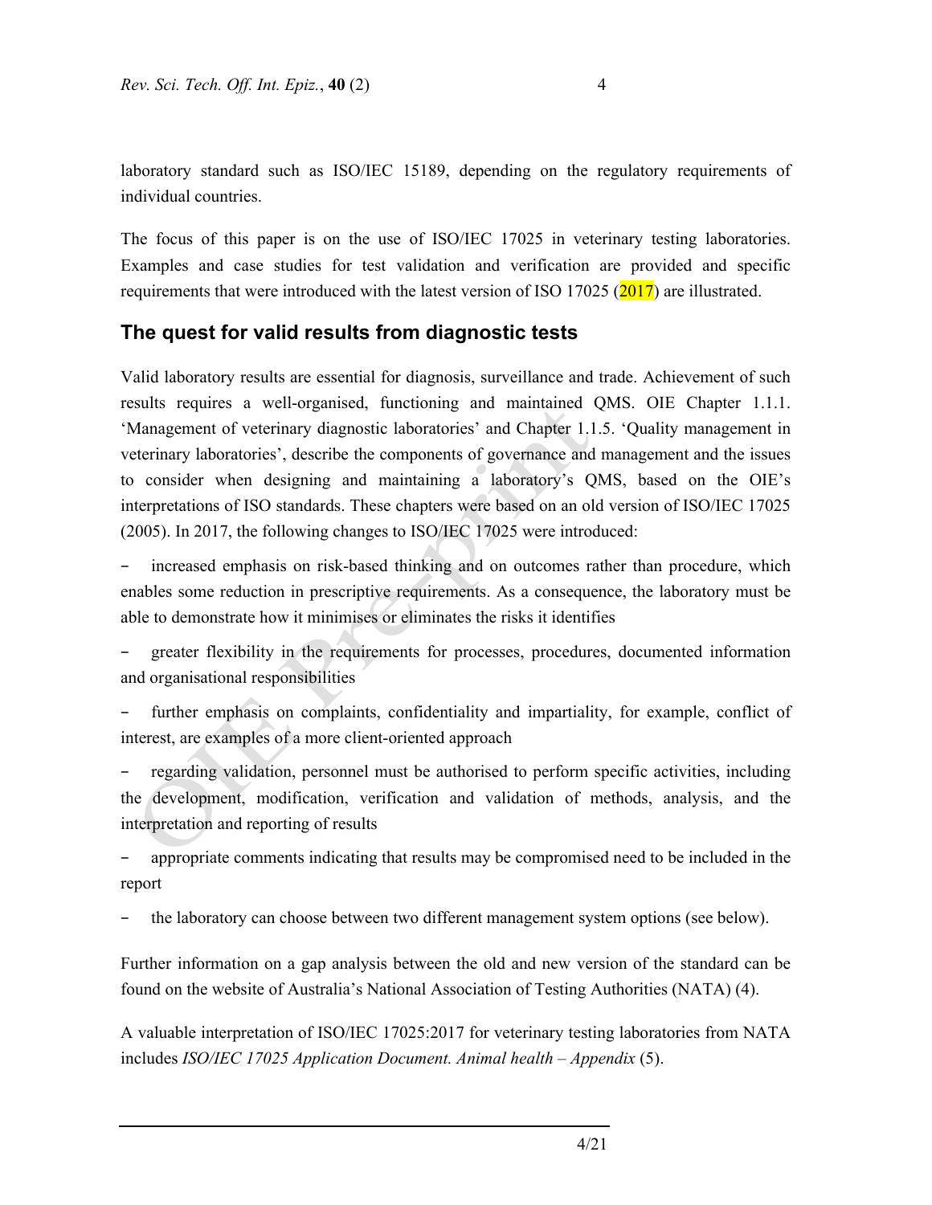laboratory standard such as ISO/IEC 15189, depending on the regulatory requirements of individual countries.

The focus of this paper is on the use of ISO/IEC 17025 in veterinary testing laboratories. Examples and case studies for test validation and verification are provided and specific requirements that were introduced with the latest version of ISO 17025 (2017) are illustrated.

## The quest for valid results from diagnostic tests

Valid laboratory results are essential for diagnosis, surveillance and trade. Achievement of such results requires a well-organised, functioning and maintained QMS. OIE Chapter 1.1.1. 'Management of veterinary diagnostic laboratories' and Chapter 1.1.5. 'Quality management in veterinary laboratories', describe the components of governance and management and the issues to consider when designing and maintaining a laboratory's QMS, based on the OIE's interpretations of ISO standards. These chapters were based on an old version of ISO/IEC 17025 (2005). In 2017, the following changes to ISO/IEC 17025 were introduced:

- increased emphasis on risk-based thinking and on outcomes rather than procedure, which enables some reduction in prescriptive requirements. As a consequence, the laboratory must be able to demonstrate how it minimises or eliminates the risks it identifies
- greater flexibility in the requirements for processes, procedures, documented information and organisational responsibilities
- further emphasis on complaints, confidentiality and impartiality, for example, conflict of interest, are examples of a more client-oriented approach
- regarding validation, personnel must be authorised to perform specific activities, including the development, modification, verification and validation of methods, analysis, and the interpretation and reporting of results
- appropriate comments indicating that results may be compromised need to be included in the report
- the laboratory can choose between two different management system options (see below).

Further information on a gap analysis between the old and new version of the standard can be found on the website of Australia's National Association of Testing Authorities (NATA) (4).

A valuable interpretation of ISO/IEC 17025:2017 for veterinary testing laboratories from NATA includes *ISO/IEC 17025 Application Document. Animal health – Appendix* (5).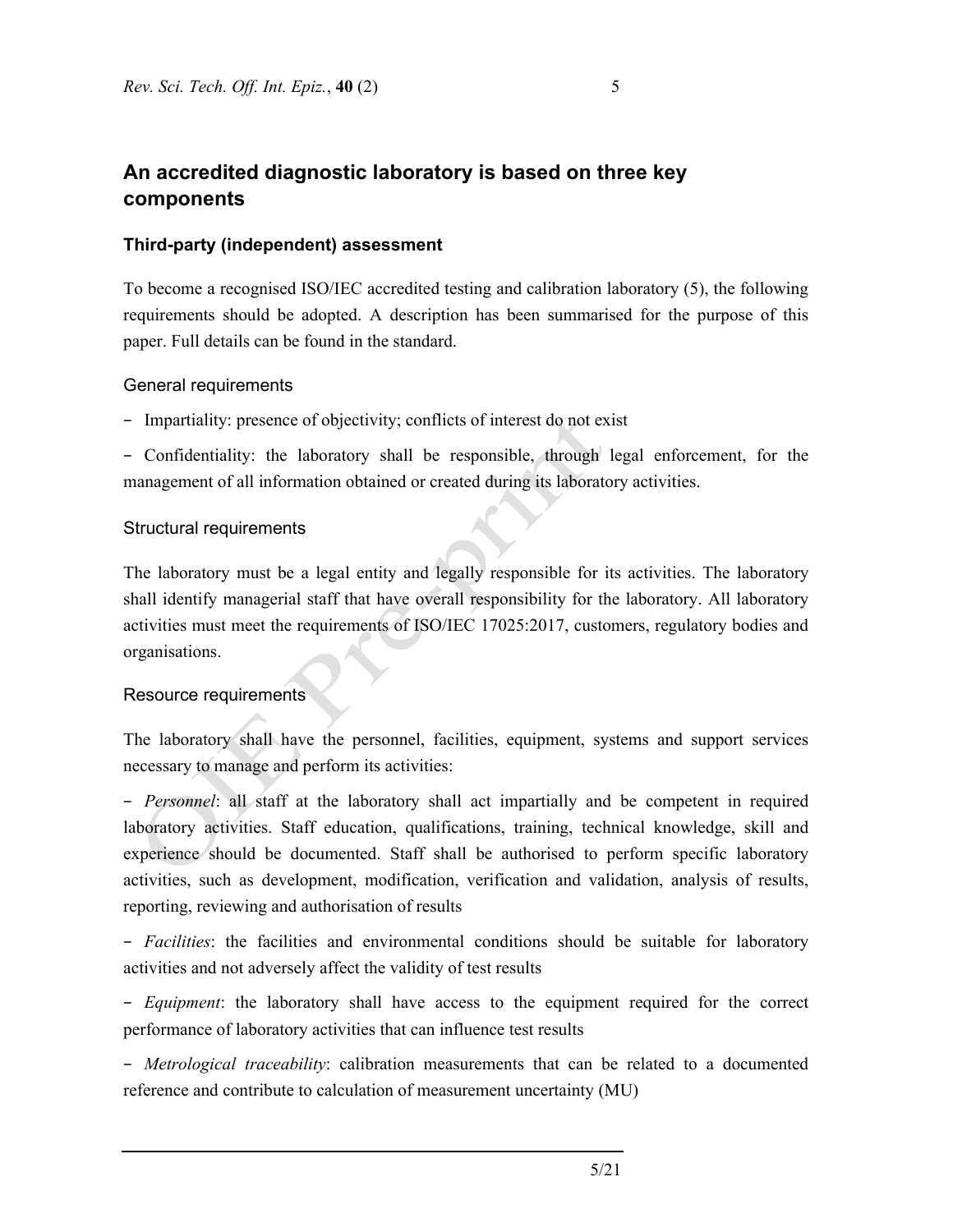## An accredited diagnostic laboratory is based on three key components

### Third-party (independent) assessment

To become a recognised ISO/IEC accredited testing and calibration laboratory (5), the following requirements should be adopted. A description has been summarised for the purpose of this paper. Full details can be found in the standard.

#### General requirements

- Impartiality: presence of objectivity; conflicts of interest do not exist
- Confidentiality: the laboratory shall be responsible, through legal enforcement, for the management of all information obtained or created during its laboratory activities.

#### Structural requirements

The laboratory must be a legal entity and legally responsible for its activities. The laboratory shall identify managerial staff that have overall responsibility for the laboratory. All laboratory activities must meet the requirements of ISO/IEC 17025:2017, customers, regulatory bodies and organisations.

#### Resource requirements

The laboratory shall have the personnel, facilities, equipment, systems and support services necessary to manage and perform its activities:

- *Personnel*: all staff at the laboratory shall act impartially and be competent in required laboratory activities. Staff education, qualifications, training, technical knowledge, skill and experience should be documented. Staff shall be authorised to perform specific laboratory activities, such as development, modification, verification and validation, analysis of results, reporting, reviewing and authorisation of results
- *Facilities*: the facilities and environmental conditions should be suitable for laboratory activities and not adversely affect the validity of test results
- *Equipment*: the laboratory shall have access to the equipment required for the correct performance of laboratory activities that can influence test results
- *Metrological traceability*: calibration measurements that can be related to a documented reference and contribute to calculation of measurement uncertainty (MU)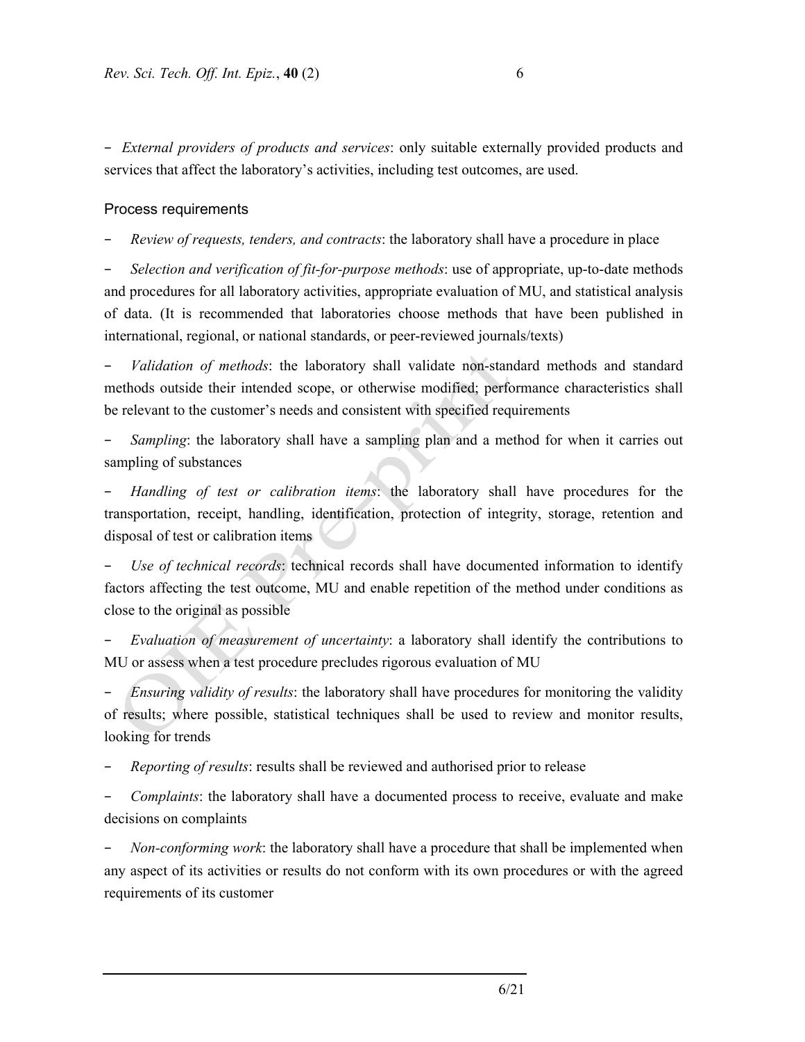- *External providers of products and services*: only suitable externally provided products and services that affect the laboratory's activities, including test outcomes, are used.

### Process requirements

- *Review of requests, tenders, and contracts*: the laboratory shall have a procedure in place
- *Selection and verification of fit-for-purpose methods*: use of appropriate, up-to-date methods and procedures for all laboratory activities, appropriate evaluation of MU, and statistical analysis of data. (It is recommended that laboratories choose methods that have been published in international, regional, or national standards, or peer-reviewed journals/texts)
- *Validation of methods*: the laboratory shall validate non-standard methods and standard methods outside their intended scope, or otherwise modified; performance characteristics shall be relevant to the customer's needs and consistent with specified requirements
- *Sampling*: the laboratory shall have a sampling plan and a method for when it carries out sampling of substances
- *Handling of test or calibration items*: the laboratory shall have procedures for the transportation, receipt, handling, identification, protection of integrity, storage, retention and disposal of test or calibration items
- *Use of technical records*: technical records shall have documented information to identify factors affecting the test outcome, MU and enable repetition of the method under conditions as close to the original as possible
- *Evaluation of measurement of uncertainty*: a laboratory shall identify the contributions to MU or assess when a test procedure precludes rigorous evaluation of MU
- *Ensuring validity of results*: the laboratory shall have procedures for monitoring the validity of results; where possible, statistical techniques shall be used to review and monitor results, looking for trends
- *Reporting of results*: results shall be reviewed and authorised prior to release
- *Complaints*: the laboratory shall have a documented process to receive, evaluate and make decisions on complaints
- *Non-conforming work*: the laboratory shall have a procedure that shall be implemented when any aspect of its activities or results do not conform with its own procedures or with the agreed requirements of its customer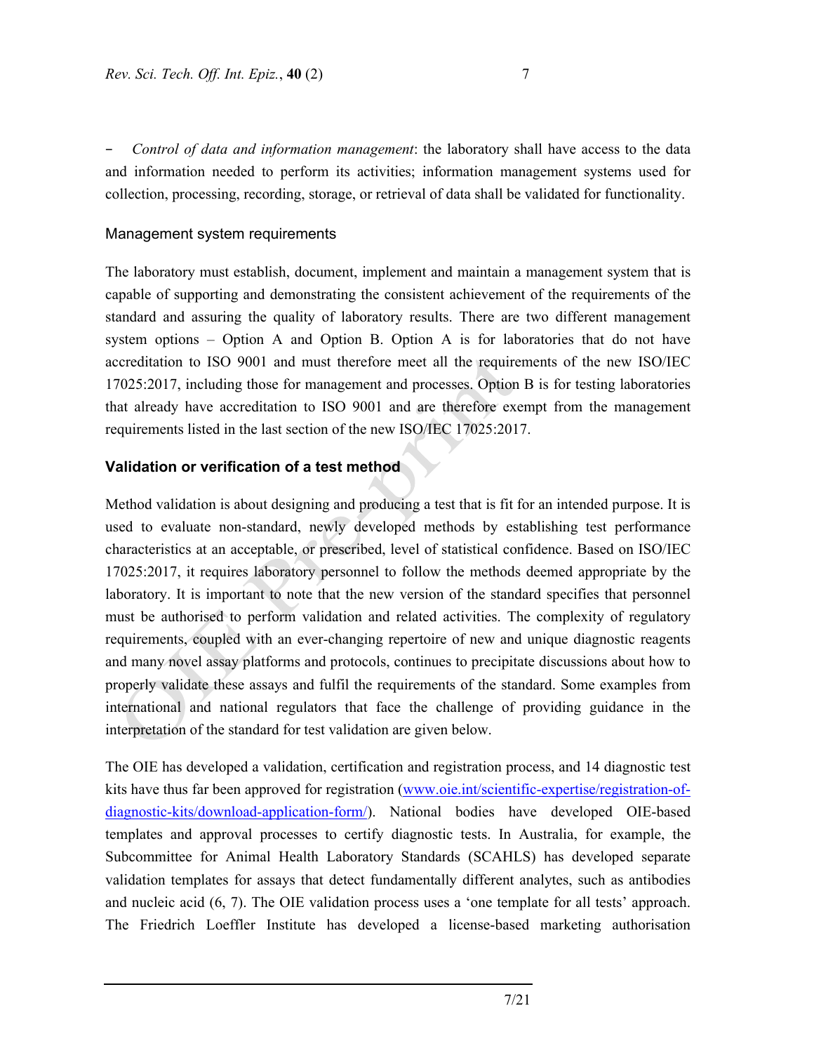– *Control of data and information management*: the laboratory shall have access to the data and information needed to perform its activities; information management systems used for collection, processing, recording, storage, or retrieval of data shall be validated for functionality.

### Management system requirements

The laboratory must establish, document, implement and maintain a management system that is capable of supporting and demonstrating the consistent achievement of the requirements of the standard and assuring the quality of laboratory results. There are two different management system options – Option A and Option B. Option A is for laboratories that do not have accreditation to ISO 9001 and must therefore meet all the requirements of the new ISO/IEC 17025:2017, including those for management and processes. Option B is for testing laboratories that already have accreditation to ISO 9001 and are therefore exempt from the management requirements listed in the last section of the new ISO/IEC 17025:2017.

## Validation or verification of a test method

Method validation is about designing and producing a test that is fit for an intended purpose. It is used to evaluate non-standard, newly developed methods by establishing test performance characteristics at an acceptable, or prescribed, level of statistical confidence. Based on ISO/IEC 17025:2017, it requires laboratory personnel to follow the methods deemed appropriate by the laboratory. It is important to note that the new version of the standard specifies that personnel must be authorised to perform validation and related activities. The complexity of regulatory requirements, coupled with an ever-changing repertoire of new and unique diagnostic reagents and many novel assay platforms and protocols, continues to precipitate discussions about how to properly validate these assays and fulfil the requirements of the standard. Some examples from international and national regulators that face the challenge of providing guidance in the interpretation of the standard for test validation are given below.

The OIE has developed a validation, certification and registration process, and 14 diagnostic test kits have thus far been approved for registration (www.oie.int/scientific-expertise/registration-of-diagnostic-kits/download-application-form/). National bodies have developed OIE-based templates and approval processes to certify diagnostic tests. In Australia, for example, the Subcommittee for Animal Health Laboratory Standards (SCAHLS) has developed separate validation templates for assays that detect fundamentally different analytes, such as antibodies and nucleic acid (6, 7). The OIE validation process uses a 'one template for all tests' approach. The Friedrich Loeffler Institute has developed a license-based marketing authorisation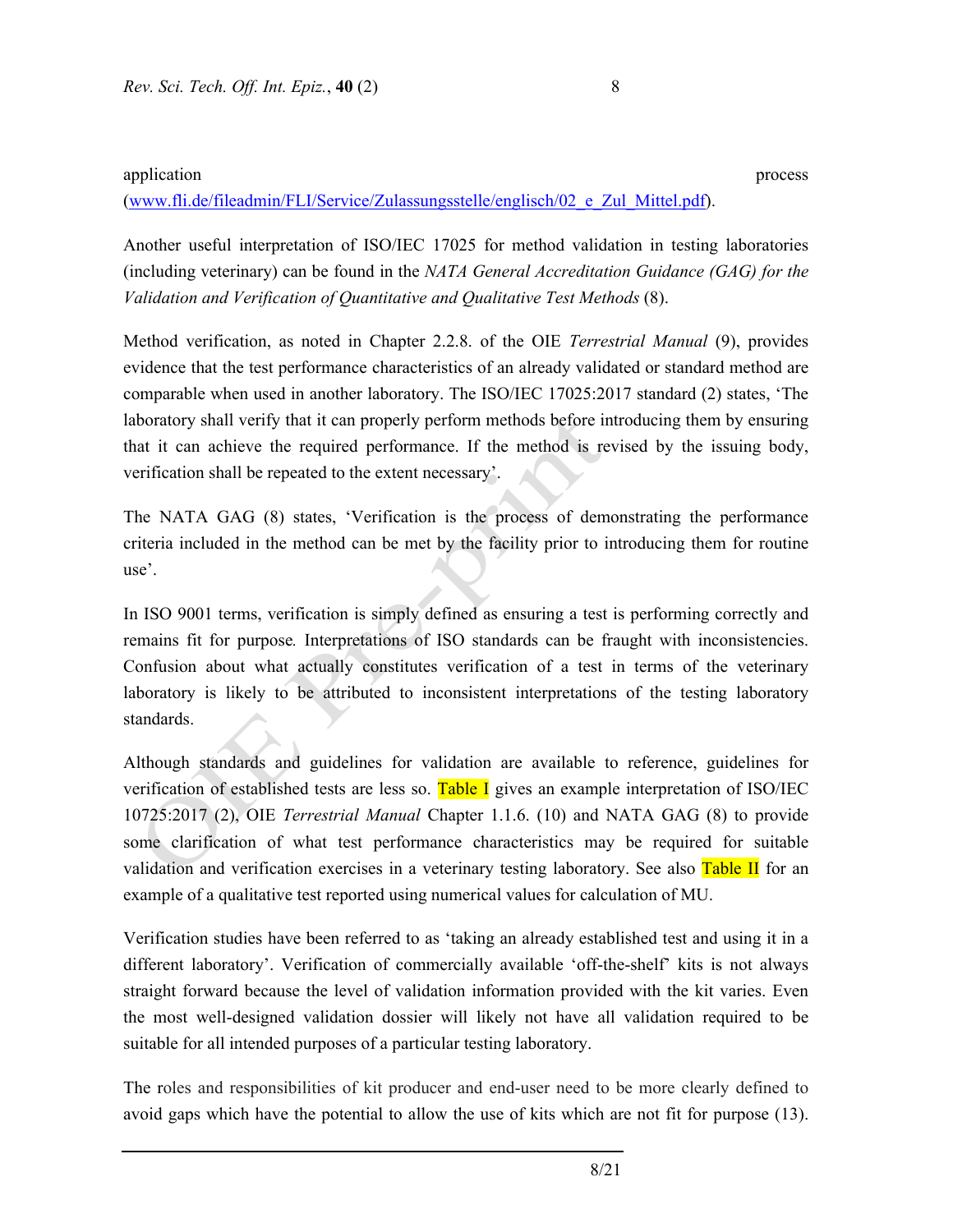application process (www.fli.de/fileadmin/FLI/Service/Zulassungsstelle/englisch/02_e_Zul_Mittel.pdf).

Another useful interpretation of ISO/IEC 17025 for method validation in testing laboratories (including veterinary) can be found in the *NATA General Accreditation Guidance (GAG) for the Validation and Verification of Quantitative and Qualitative Test Methods* (8).

Method verification, as noted in Chapter 2.2.8. of the OIE *Terrestrial Manual* (9), provides evidence that the test performance characteristics of an already validated or standard method are comparable when used in another laboratory. The ISO/IEC 17025:2017 standard (2) states, 'The laboratory shall verify that it can properly perform methods before introducing them by ensuring that it can achieve the required performance. If the method is revised by the issuing body, verification shall be repeated to the extent necessary'.

The NATA GAG (8) states, 'Verification is the process of demonstrating the performance criteria included in the method can be met by the facility prior to introducing them for routine use'.

In ISO 9001 terms, verification is simply defined as ensuring a test is performing correctly and remains fit for purpose*.* Interpretations of ISO standards can be fraught with inconsistencies. Confusion about what actually constitutes verification of a test in terms of the veterinary laboratory is likely to be attributed to inconsistent interpretations of the testing laboratory standards.

Although standards and guidelines for validation are available to reference, guidelines for verification of established tests are less so. Table I gives an example interpretation of ISO/IEC 10725:2017 (2), OIE *Terrestrial Manual* Chapter 1.1.6. (10) and NATA GAG (8) to provide some clarification of what test performance characteristics may be required for suitable validation and verification exercises in a veterinary testing laboratory. See also Table II for an example of a qualitative test reported using numerical values for calculation of MU.

Verification studies have been referred to as 'taking an already established test and using it in a different laboratory'. Verification of commercially available 'off-the-shelf' kits is not always straight forward because the level of validation information provided with the kit varies. Even the most well-designed validation dossier will likely not have all validation required to be suitable for all intended purposes of a particular testing laboratory.

The roles and responsibilities of kit producer and end-user need to be more clearly defined to avoid gaps which have the potential to allow the use of kits which are not fit for purpose (13).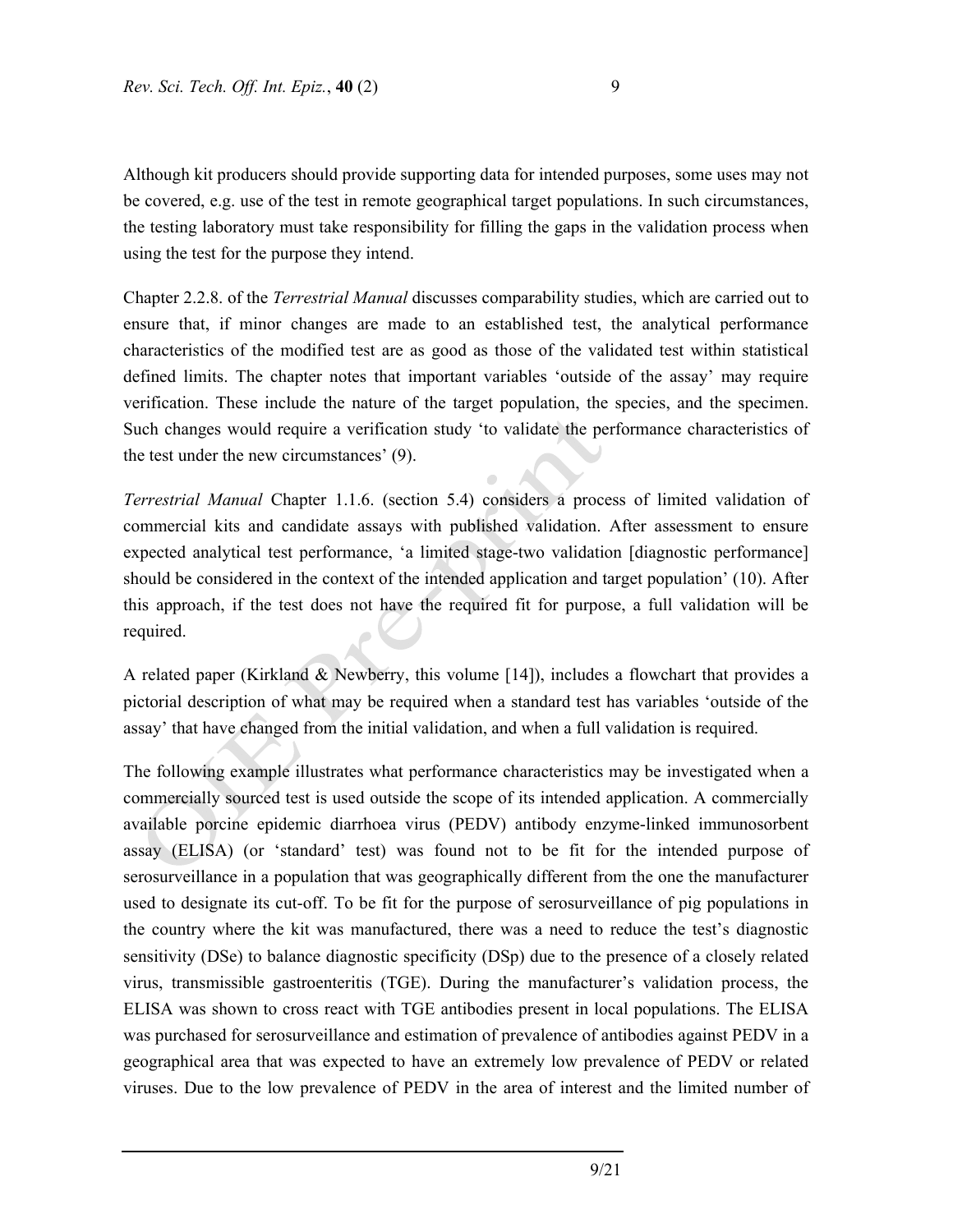Although kit producers should provide supporting data for intended purposes, some uses may not be covered, e.g. use of the test in remote geographical target populations. In such circumstances, the testing laboratory must take responsibility for filling the gaps in the validation process when using the test for the purpose they intend.

Chapter 2.2.8. of the *Terrestrial Manual* discusses comparability studies, which are carried out to ensure that, if minor changes are made to an established test, the analytical performance characteristics of the modified test are as good as those of the validated test within statistical defined limits. The chapter notes that important variables 'outside of the assay' may require verification. These include the nature of the target population, the species, and the specimen. Such changes would require a verification study 'to validate the performance characteristics of the test under the new circumstances' (9).

*Terrestrial Manual* Chapter 1.1.6. (section 5.4) considers a process of limited validation of commercial kits and candidate assays with published validation. After assessment to ensure expected analytical test performance, 'a limited stage-two validation [diagnostic performance] should be considered in the context of the intended application and target population' (10). After this approach, if the test does not have the required fit for purpose, a full validation will be required.

A related paper (Kirkland & Newberry, this volume [14]), includes a flowchart that provides a pictorial description of what may be required when a standard test has variables 'outside of the assay' that have changed from the initial validation, and when a full validation is required.

The following example illustrates what performance characteristics may be investigated when a commercially sourced test is used outside the scope of its intended application. A commercially available porcine epidemic diarrhoea virus (PEDV) antibody enzyme-linked immunosorbent assay (ELISA) (or 'standard' test) was found not to be fit for the intended purpose of serosurveillance in a population that was geographically different from the one the manufacturer used to designate its cut-off. To be fit for the purpose of serosurveillance of pig populations in the country where the kit was manufactured, there was a need to reduce the test's diagnostic sensitivity (DSe) to balance diagnostic specificity (DSp) due to the presence of a closely related virus, transmissible gastroenteritis (TGE). During the manufacturer's validation process, the ELISA was shown to cross react with TGE antibodies present in local populations. The ELISA was purchased for serosurveillance and estimation of prevalence of antibodies against PEDV in a geographical area that was expected to have an extremely low prevalence of PEDV or related viruses. Due to the low prevalence of PEDV in the area of interest and the limited number of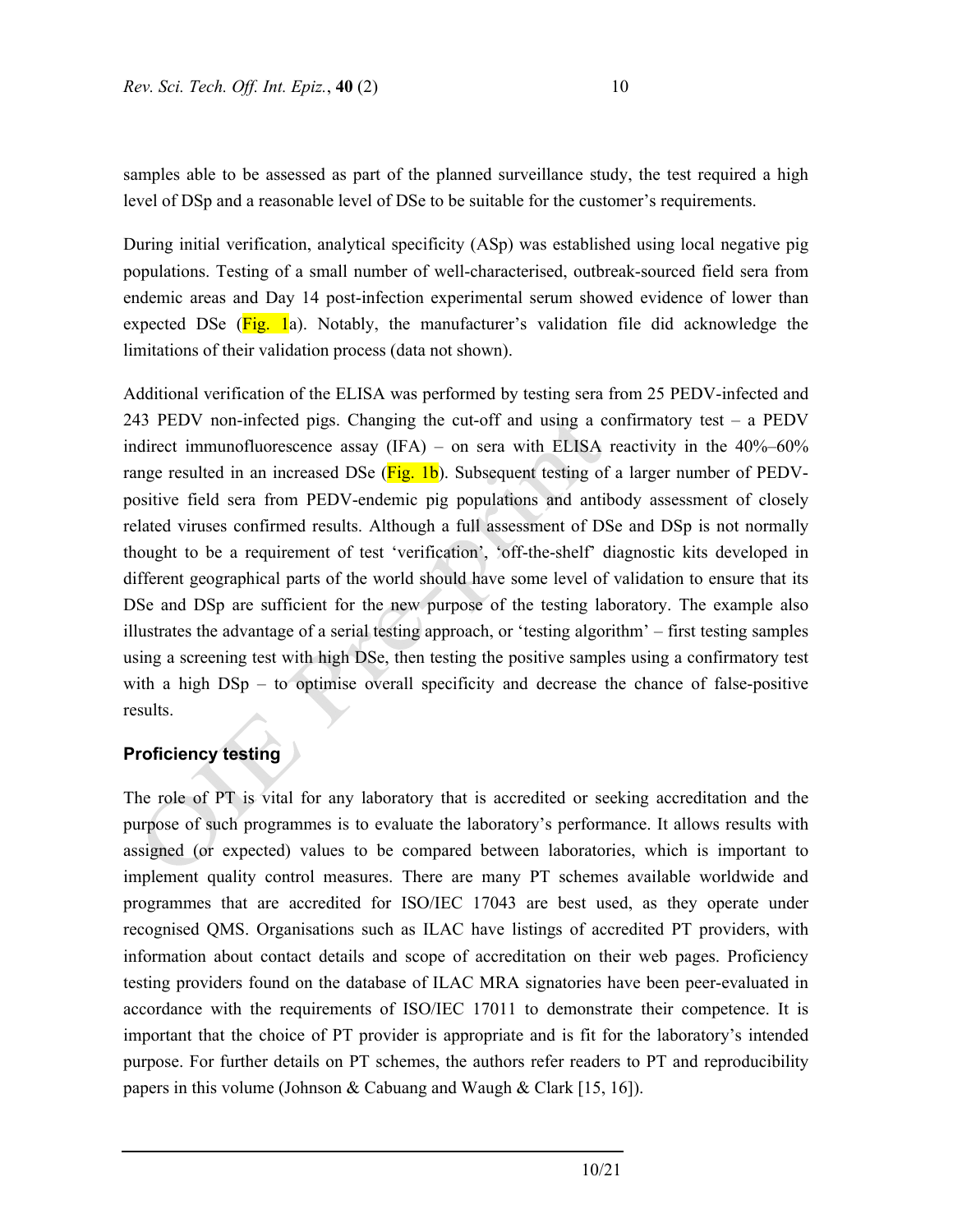samples able to be assessed as part of the planned surveillance study, the test required a high level of DSp and a reasonable level of DSe to be suitable for the customer's requirements.

During initial verification, analytical specificity (ASp) was established using local negative pig populations. Testing of a small number of well-characterised, outbreak-sourced field sera from endemic areas and Day 14 post-infection experimental serum showed evidence of lower than expected DSe (Fig. 1a). Notably, the manufacturer's validation file did acknowledge the limitations of their validation process (data not shown).

Additional verification of the ELISA was performed by testing sera from 25 PEDV-infected and 243 PEDV non-infected pigs. Changing the cut-off and using a confirmatory test – a PEDV indirect immunofluorescence assay (IFA) – on sera with ELISA reactivity in the 40%–60% range resulted in an increased DSe (Fig. 1b). Subsequent testing of a larger number of PEDV-positive field sera from PEDV-endemic pig populations and antibody assessment of closely related viruses confirmed results. Although a full assessment of DSe and DSp is not normally thought to be a requirement of test 'verification', 'off-the-shelf' diagnostic kits developed in different geographical parts of the world should have some level of validation to ensure that its DSe and DSp are sufficient for the new purpose of the testing laboratory. The example also illustrates the advantage of a serial testing approach, or 'testing algorithm' – first testing samples using a screening test with high DSe, then testing the positive samples using a confirmatory test with a high DSp – to optimise overall specificity and decrease the chance of false-positive results.

## Proficiency testing

The role of PT is vital for any laboratory that is accredited or seeking accreditation and the purpose of such programmes is to evaluate the laboratory's performance. It allows results with assigned (or expected) values to be compared between laboratories, which is important to implement quality control measures. There are many PT schemes available worldwide and programmes that are accredited for ISO/IEC 17043 are best used, as they operate under recognised QMS. Organisations such as ILAC have listings of accredited PT providers, with information about contact details and scope of accreditation on their web pages. Proficiency testing providers found on the database of ILAC MRA signatories have been peer-evaluated in accordance with the requirements of ISO/IEC 17011 to demonstrate their competence. It is important that the choice of PT provider is appropriate and is fit for the laboratory's intended purpose. For further details on PT schemes, the authors refer readers to PT and reproducibility papers in this volume (Johnson & Cabuang and Waugh & Clark [15, 16]).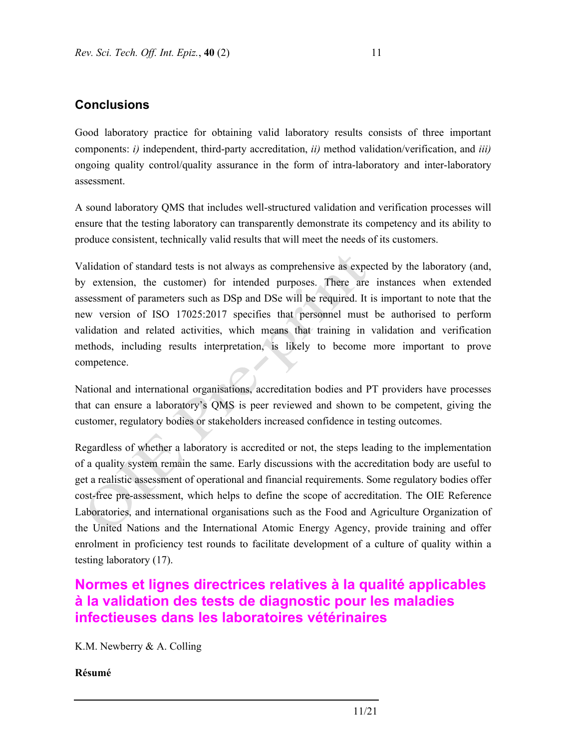## Conclusions

Good laboratory practice for obtaining valid laboratory results consists of three important components: *i)* independent, third-party accreditation, *ii)* method validation/verification, and *iii)* ongoing quality control/quality assurance in the form of intra-laboratory and inter-laboratory assessment.

A sound laboratory QMS that includes well-structured validation and verification processes will ensure that the testing laboratory can transparently demonstrate its competency and its ability to produce consistent, technically valid results that will meet the needs of its customers.

Validation of standard tests is not always as comprehensive as expected by the laboratory (and, by extension, the customer) for intended purposes. There are instances when extended assessment of parameters such as DSp and DSe will be required. It is important to note that the new version of ISO 17025:2017 specifies that personnel must be authorised to perform validation and related activities, which means that training in validation and verification methods, including results interpretation, is likely to become more important to prove competence.

National and international organisations, accreditation bodies and PT providers have processes that can ensure a laboratory's QMS is peer reviewed and shown to be competent, giving the customer, regulatory bodies or stakeholders increased confidence in testing outcomes.

Regardless of whether a laboratory is accredited or not, the steps leading to the implementation of a quality system remain the same. Early discussions with the accreditation body are useful to get a realistic assessment of operational and financial requirements. Some regulatory bodies offer cost-free pre-assessment, which helps to define the scope of accreditation. The OIE Reference Laboratories, and international organisations such as the Food and Agriculture Organization of the United Nations and the International Atomic Energy Agency, provide training and offer enrolment in proficiency test rounds to facilitate development of a culture of quality within a testing laboratory (17).

# Normes et lignes directrices relatives à la qualité applicables à la validation des tests de diagnostic pour les maladies infectieuses dans les laboratoires vétérinaires

K.M. Newberry & A. Colling

**Résumé**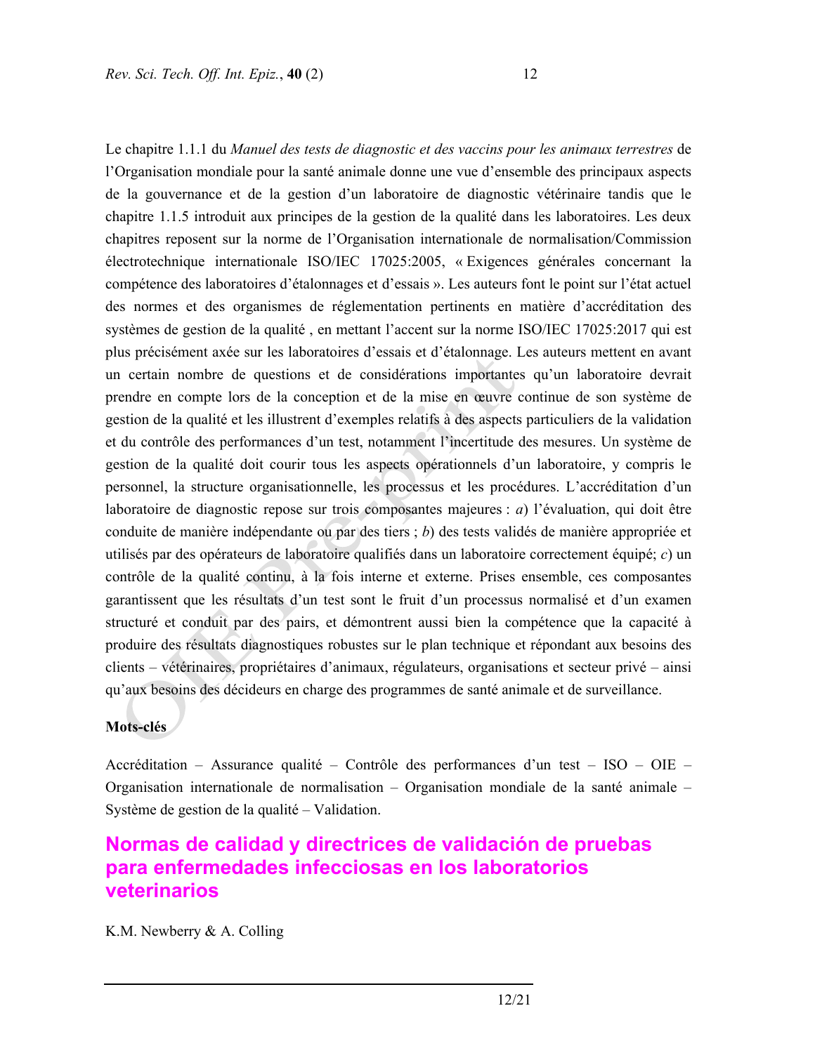Le chapitre 1.1.1 du *Manuel des tests de diagnostic et des vaccins pour les animaux terrestres* de l'Organisation mondiale pour la santé animale donne une vue d'ensemble des principaux aspects de la gouvernance et de la gestion d'un laboratoire de diagnostic vétérinaire tandis que le chapitre 1.1.5 introduit aux principes de la gestion de la qualité dans les laboratoires. Les deux chapitres reposent sur la norme de l'Organisation internationale de normalisation/Commission électrotechnique internationale ISO/IEC 17025:2005, « Exigences générales concernant la compétence des laboratoires d'étalonnages et d'essais ». Les auteurs font le point sur l'état actuel des normes et des organismes de réglementation pertinents en matière d'accréditation des systèmes de gestion de la qualité , en mettant l'accent sur la norme ISO/IEC 17025:2017 qui est plus précisément axée sur les laboratoires d'essais et d'étalonnage. Les auteurs mettent en avant un certain nombre de questions et de considérations importantes qu'un laboratoire devrait prendre en compte lors de la conception et de la mise en œuvre continue de son système de gestion de la qualité et les illustrent d'exemples relatifs à des aspects particuliers de la validation et du contrôle des performances d'un test, notamment l'incertitude des mesures. Un système de gestion de la qualité doit courir tous les aspects opérationnels d'un laboratoire, y compris le personnel, la structure organisationnelle, les processus et les procédures. L'accréditation d'un laboratoire de diagnostic repose sur trois composantes majeures : *a*) l'évaluation, qui doit être conduite de manière indépendante ou par des tiers ; *b*) des tests validés de manière appropriée et utilisés par des opérateurs de laboratoire qualifiés dans un laboratoire correctement équipé; *c*) un contrôle de la qualité continu, à la fois interne et externe. Prises ensemble, ces composantes garantissent que les résultats d'un test sont le fruit d'un processus normalisé et d'un examen structuré et conduit par des pairs, et démontrent aussi bien la compétence que la capacité à produire des résultats diagnostiques robustes sur le plan technique et répondant aux besoins des clients – vétérinaires, propriétaires d'animaux, régulateurs, organisations et secteur privé – ainsi qu'aux besoins des décideurs en charge des programmes de santé animale et de surveillance.

**Mots-clés**

Accréditation – Assurance qualité – Contrôle des performances d'un test – ISO – OIE – Organisation internationale de normalisation – Organisation mondiale de la santé animale – Système de gestion de la qualité – Validation.

## Normas de calidad y directrices de validación de pruebas para enfermedades infecciosas en los laboratorios veterinarios

K.M. Newberry & A. Colling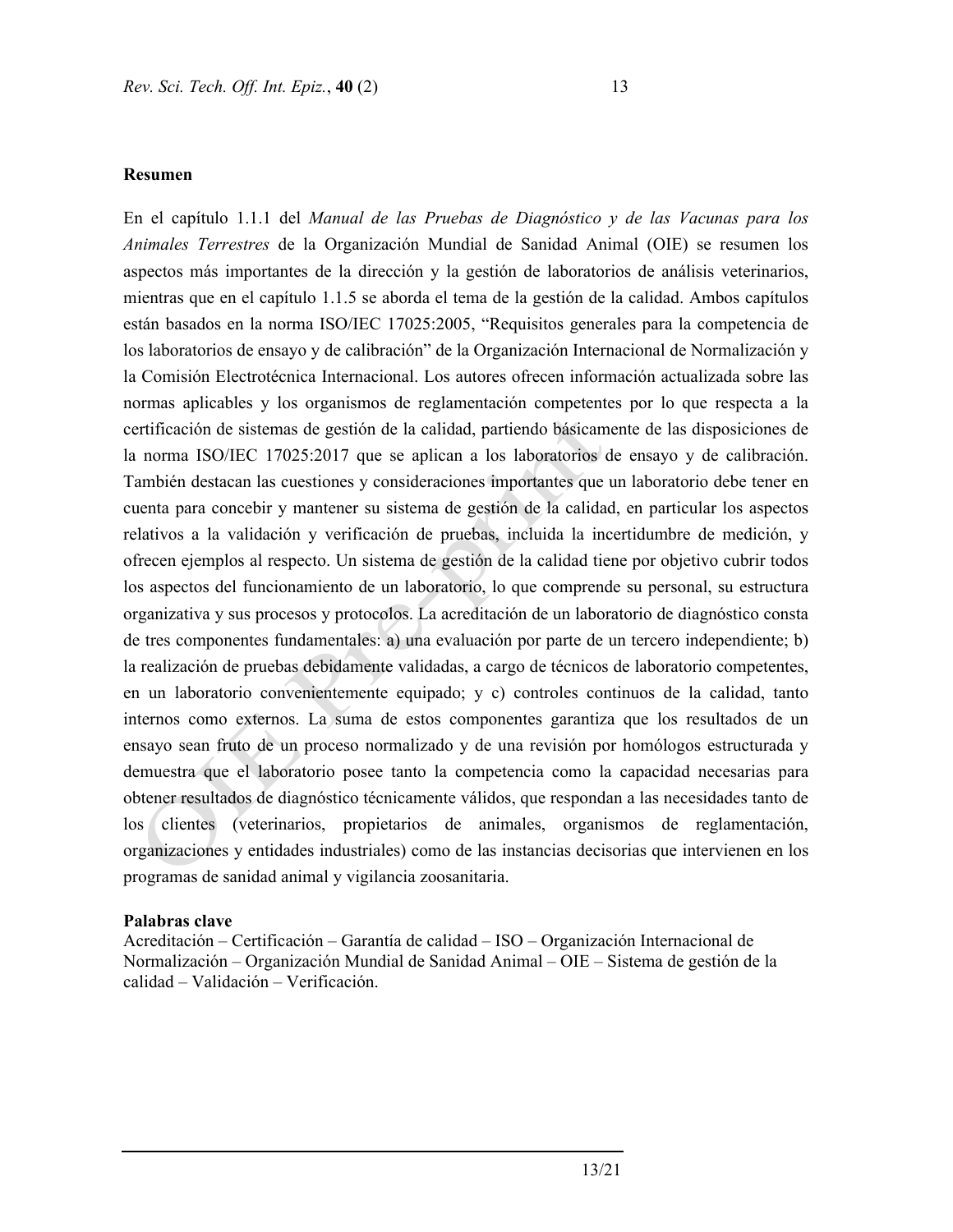**Resumen**

En el capítulo 1.1.1 del *Manual de las Pruebas de Diagnóstico y de las Vacunas para los Animales Terrestres* de la Organización Mundial de Sanidad Animal (OIE) se resumen los aspectos más importantes de la dirección y la gestión de laboratorios de análisis veterinarios, mientras que en el capítulo 1.1.5 se aborda el tema de la gestión de la calidad. Ambos capítulos están basados en la norma ISO/IEC 17025:2005, "Requisitos generales para la competencia de los laboratorios de ensayo y de calibración" de la Organización Internacional de Normalización y la Comisión Electrotécnica Internacional. Los autores ofrecen información actualizada sobre las normas aplicables y los organismos de reglamentación competentes por lo que respecta a la certificación de sistemas de gestión de la calidad, partiendo básicamente de las disposiciones de la norma ISO/IEC 17025:2017 que se aplican a los laboratorios de ensayo y de calibración. También destacan las cuestiones y consideraciones importantes que un laboratorio debe tener en cuenta para concebir y mantener su sistema de gestión de la calidad, en particular los aspectos relativos a la validación y verificación de pruebas, incluida la incertidumbre de medición, y ofrecen ejemplos al respecto. Un sistema de gestión de la calidad tiene por objetivo cubrir todos los aspectos del funcionamiento de un laboratorio, lo que comprende su personal, su estructura organizativa y sus procesos y protocolos. La acreditación de un laboratorio de diagnóstico consta de tres componentes fundamentales: a) una evaluación por parte de un tercero independiente; b) la realización de pruebas debidamente validadas, a cargo de técnicos de laboratorio competentes, en un laboratorio convenientemente equipado; y c) controles continuos de la calidad, tanto internos como externos. La suma de estos componentes garantiza que los resultados de un ensayo sean fruto de un proceso normalizado y de una revisión por homólogos estructurada y demuestra que el laboratorio posee tanto la competencia como la capacidad necesarias para obtener resultados de diagnóstico técnicamente válidos, que respondan a las necesidades tanto de los clientes (veterinarios, propietarios de animales, organismos de reglamentación, organizaciones y entidades industriales) como de las instancias decisorias que intervienen en los programas de sanidad animal y vigilancia zoosanitaria.

**Palabras clave**

Acreditación – Certificación – Garantía de calidad – ISO – Organización Internacional de Normalización – Organización Mundial de Sanidad Animal – OIE – Sistema de gestión de la calidad – Validación – Verificación.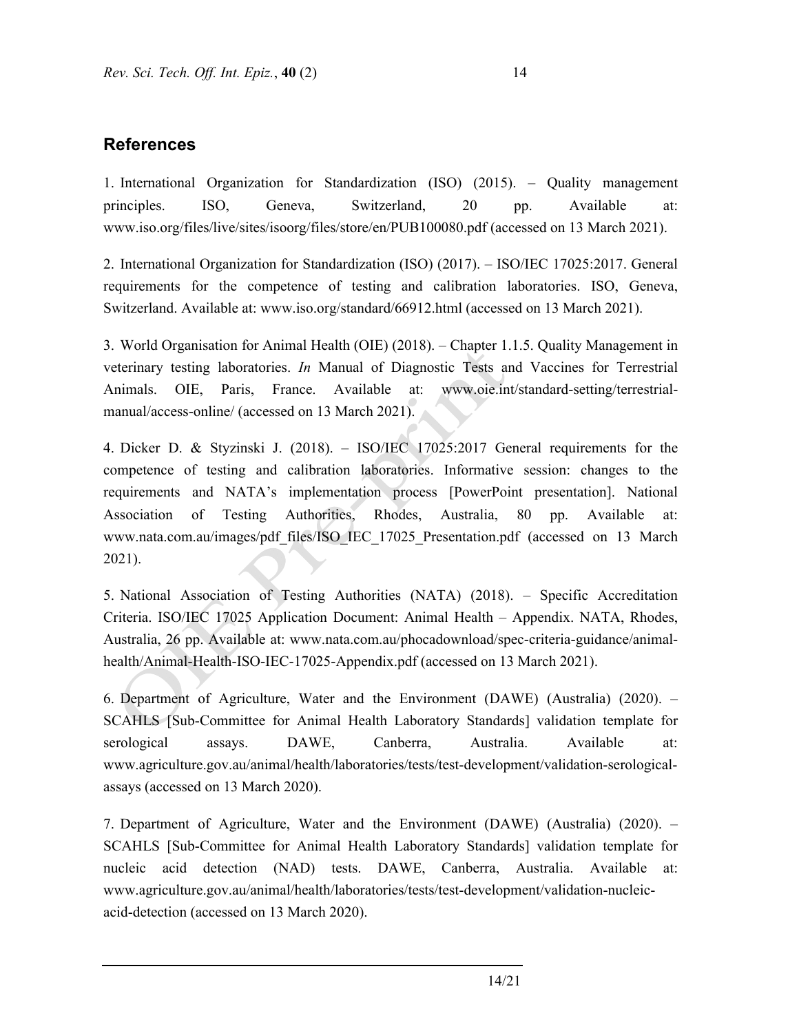## References

1. International Organization for Standardization (ISO) (2015). – Quality management principles. ISO, Geneva, Switzerland, 20 pp. Available at: www.iso.org/files/live/sites/isoorg/files/store/en/PUB100080.pdf (accessed on 13 March 2021).

2. International Organization for Standardization (ISO) (2017). – ISO/IEC 17025:2017. General requirements for the competence of testing and calibration laboratories. ISO, Geneva, Switzerland. Available at: www.iso.org/standard/66912.html (accessed on 13 March 2021).

3. World Organisation for Animal Health (OIE) (2018). – Chapter 1.1.5. Quality Management in veterinary testing laboratories. *In* Manual of Diagnostic Tests and Vaccines for Terrestrial Animals. OIE, Paris, France. Available at: www.oie.int/standard-setting/terrestrial-manual/access-online/ (accessed on 13 March 2021).

4. Dicker D. & Styzinski J. (2018). – ISO/IEC 17025:2017 General requirements for the competence of testing and calibration laboratories. Informative session: changes to the requirements and NATA's implementation process [PowerPoint presentation]. National Association of Testing Authorities, Rhodes, Australia, 80 pp. Available at: www.nata.com.au/images/pdf_files/ISO_IEC_17025_Presentation.pdf (accessed on 13 March 2021).

5. National Association of Testing Authorities (NATA) (2018). – Specific Accreditation Criteria. ISO/IEC 17025 Application Document: Animal Health – Appendix. NATA, Rhodes, Australia, 26 pp. Available at: www.nata.com.au/phocadownload/spec-criteria-guidance/animal-health/Animal-Health-ISO-IEC-17025-Appendix.pdf (accessed on 13 March 2021).

6. Department of Agriculture, Water and the Environment (DAWE) (Australia) (2020). – SCAHLS [Sub-Committee for Animal Health Laboratory Standards] validation template for serological assays. DAWE, Canberra, Australia. Available at: www.agriculture.gov.au/animal/health/laboratories/tests/test-development/validation-serological-assays (accessed on 13 March 2020).

7. Department of Agriculture, Water and the Environment (DAWE) (Australia) (2020). – SCAHLS [Sub-Committee for Animal Health Laboratory Standards] validation template for nucleic acid detection (NAD) tests. DAWE, Canberra, Australia. Available at: www.agriculture.gov.au/animal/health/laboratories/tests/test-development/validation-nucleic-acid-detection (accessed on 13 March 2020).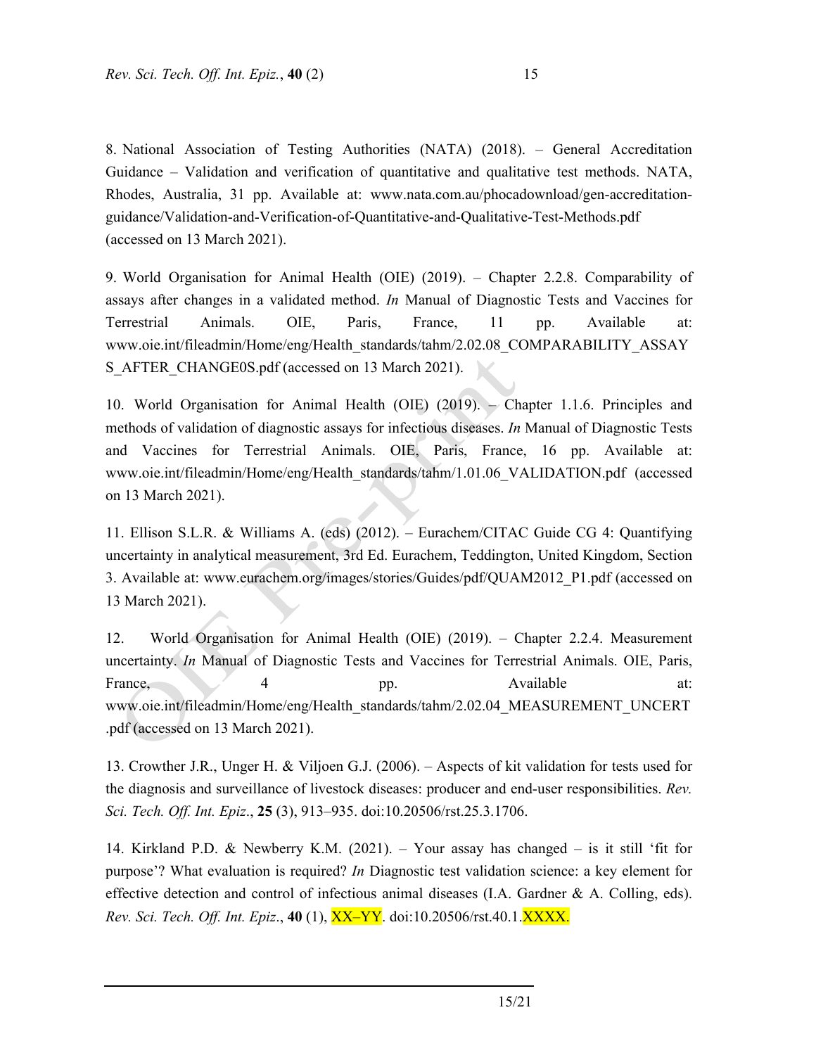8. National Association of Testing Authorities (NATA) (2018). – General Accreditation Guidance – Validation and verification of quantitative and qualitative test methods. NATA, Rhodes, Australia, 31 pp. Available at: www.nata.com.au/phocadownload/gen-accreditation-guidance/Validation-and-Verification-of-Quantitative-and-Qualitative-Test-Methods.pdf (accessed on 13 March 2021).

9. World Organisation for Animal Health (OIE) (2019). – Chapter 2.2.8. Comparability of assays after changes in a validated method. *In* Manual of Diagnostic Tests and Vaccines for Terrestrial Animals. OIE, Paris, France, 11 pp. Available at: www.oie.int/fileadmin/Home/eng/Health_standards/tahm/2.02.08_COMPARABILITY_ASSAYS_AFTER_CHANGE0S.pdf (accessed on 13 March 2021).

10. World Organisation for Animal Health (OIE) (2019). – Chapter 1.1.6. Principles and methods of validation of diagnostic assays for infectious diseases. *In* Manual of Diagnostic Tests and Vaccines for Terrestrial Animals. OIE, Paris, France, 16 pp. Available at: www.oie.int/fileadmin/Home/eng/Health_standards/tahm/1.01.06_VALIDATION.pdf (accessed on 13 March 2021).

11. Ellison S.L.R. & Williams A. (eds) (2012). – Eurachem/CITAC Guide CG 4: Quantifying uncertainty in analytical measurement, 3rd Ed. Eurachem, Teddington, United Kingdom, Section 3. Available at: www.eurachem.org/images/stories/Guides/pdf/QUAM2012_P1.pdf (accessed on 13 March 2021).

12. World Organisation for Animal Health (OIE) (2019). – Chapter 2.2.4. Measurement uncertainty. *In* Manual of Diagnostic Tests and Vaccines for Terrestrial Animals. OIE, Paris, France, 4 pp. Available at: www.oie.int/fileadmin/Home/eng/Health_standards/tahm/2.02.04_MEASUREMENT_UNCERT.pdf (accessed on 13 March 2021).

13. Crowther J.R., Unger H. & Viljoen G.J. (2006). – Aspects of kit validation for tests used for the diagnosis and surveillance of livestock diseases: producer and end-user responsibilities. *Rev. Sci. Tech. Off. Int. Epiz*., **25** (3), 913–935. doi:10.20506/rst.25.3.1706.

14. Kirkland P.D. & Newberry K.M. (2021). – Your assay has changed – is it still 'fit for purpose'? What evaluation is required? *In* Diagnostic test validation science: a key element for effective detection and control of infectious animal diseases (I.A. Gardner & A. Colling, eds). *Rev. Sci. Tech. Off. Int. Epiz*., **40** (1), XX–YY. doi:10.20506/rst.40.1.XXXX.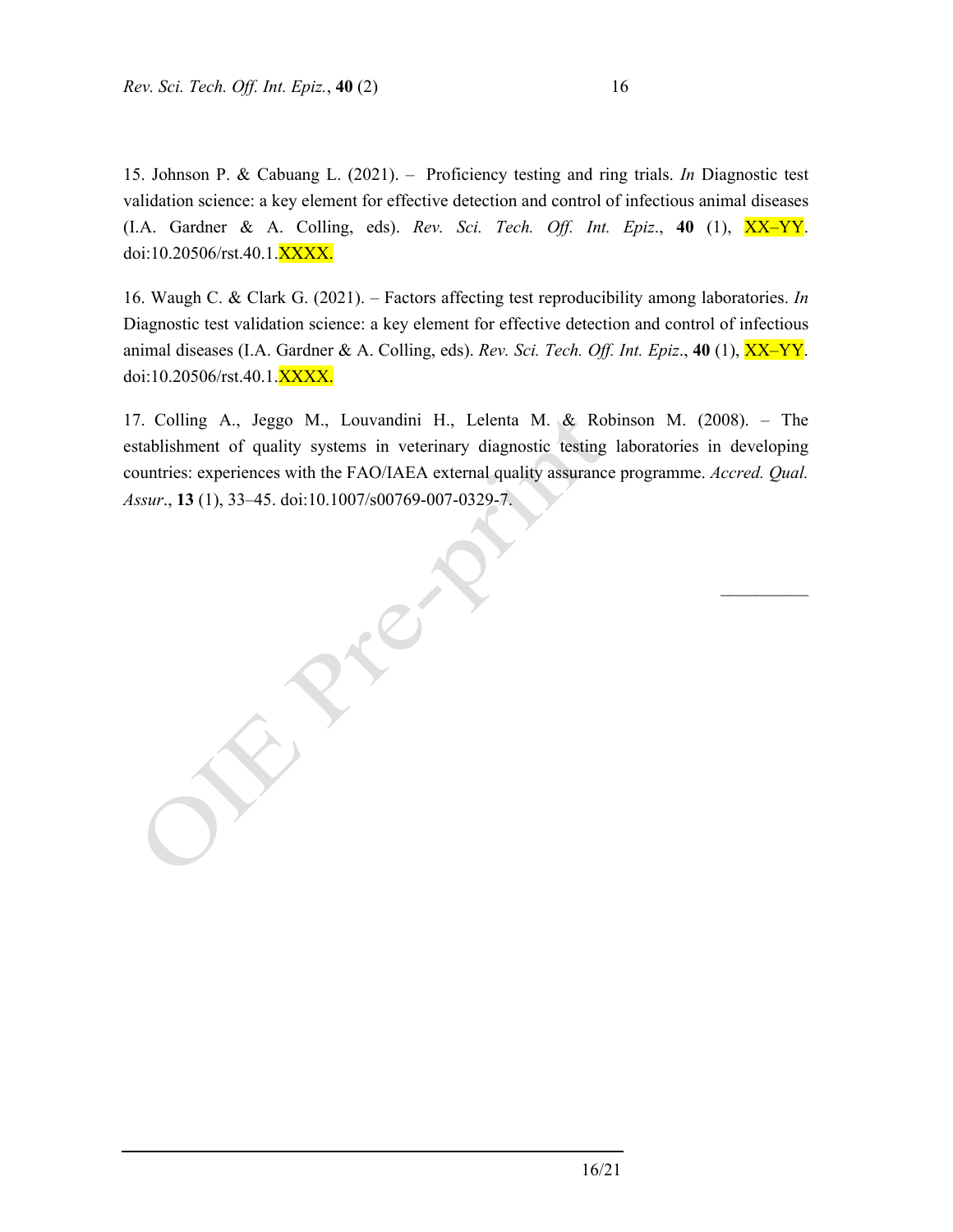15. Johnson P. & Cabuang L. (2021). – Proficiency testing and ring trials. *In* Diagnostic test validation science: a key element for effective detection and control of infectious animal diseases (I.A. Gardner & A. Colling, eds). *Rev. Sci. Tech. Off. Int. Epiz.*, **40** (1), XX–YY. doi:10.20506/rst.40.1.XXXX.

16. Waugh C. & Clark G. (2021). – Factors affecting test reproducibility among laboratories. *In* Diagnostic test validation science: a key element for effective detection and control of infectious animal diseases (I.A. Gardner & A. Colling, eds). *Rev. Sci. Tech. Off. Int. Epiz.*, **40** (1), XX–YY. doi:10.20506/rst.40.1.XXXX.

17. Colling A., Jeggo M., Louvandini H., Lelenta M. & Robinson M. (2008). – The establishment of quality systems in veterinary diagnostic testing laboratories in developing countries: experiences with the FAO/IAEA external quality assurance programme. *Accred. Qual. Assur.*, **13** (1), 33–45. doi:10.1007/s00769-007-0329-7.

\_\_\_\_\_\_\_\_\_\_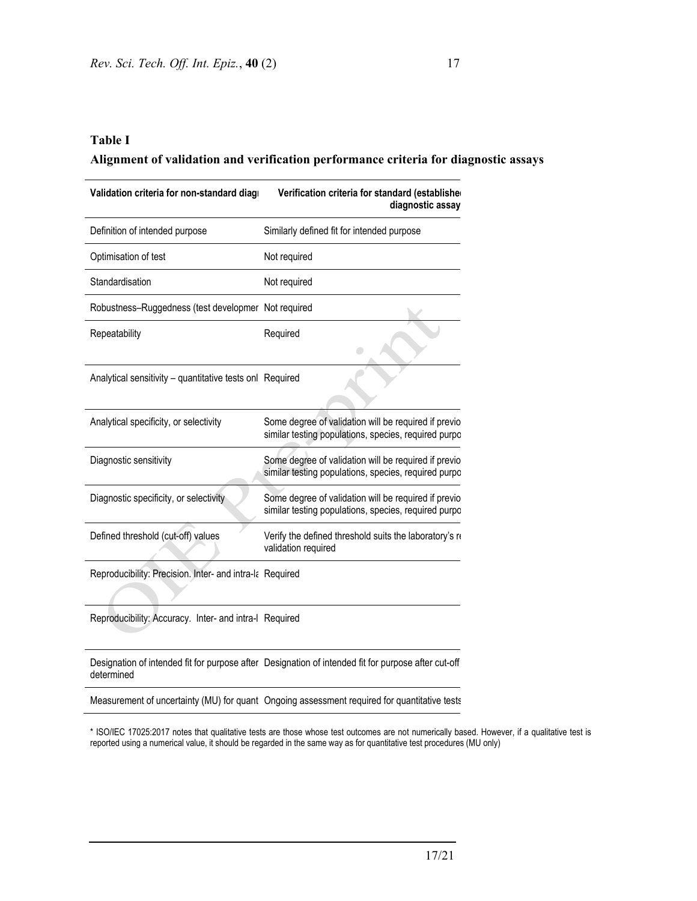**Table I**

**Alignment of validation and verification performance criteria for diagnostic assays**

| Validation criteria for non-standard diag | Verification criteria for standard (establishe diagnostic assay |
|---|---|
| Definition of intended purpose | Similarly defined fit for intended purpose |
| Optimisation of test | Not required |
| Standardisation | Not required |
| Robustness–Ruggedness (test developmer | Not required |
| Repeatability | Required |
| Analytical sensitivity – quantitative tests onl | Required |
| Analytical specificity, or selectivity | Some degree of validation will be required if previo similar testing populations, species, required purpo |
| Diagnostic sensitivity | Some degree of validation will be required if previo similar testing populations, species, required purpo |
| Diagnostic specificity, or selectivity | Some degree of validation will be required if previo similar testing populations, species, required purpo |
| Defined threshold (cut-off) values | Verify the defined threshold suits the laboratory's r validation required |
| Reproducibility: Precision. Inter- and intra-la | Required |
| Reproducibility: Accuracy. Inter- and intra-l | Required |
| Designation of intended fit for purpose after determined | Designation of intended fit for purpose after cut-off |
| Measurement of uncertainty (MU) for quant | Ongoing assessment required for quantitative tests |

* ISO/IEC 17025:2017 notes that qualitative tests are those whose test outcomes are not numerically based. However, if a qualitative test is reported using a numerical value, it should be regarded in the same way as for quantitative test procedures (MU only)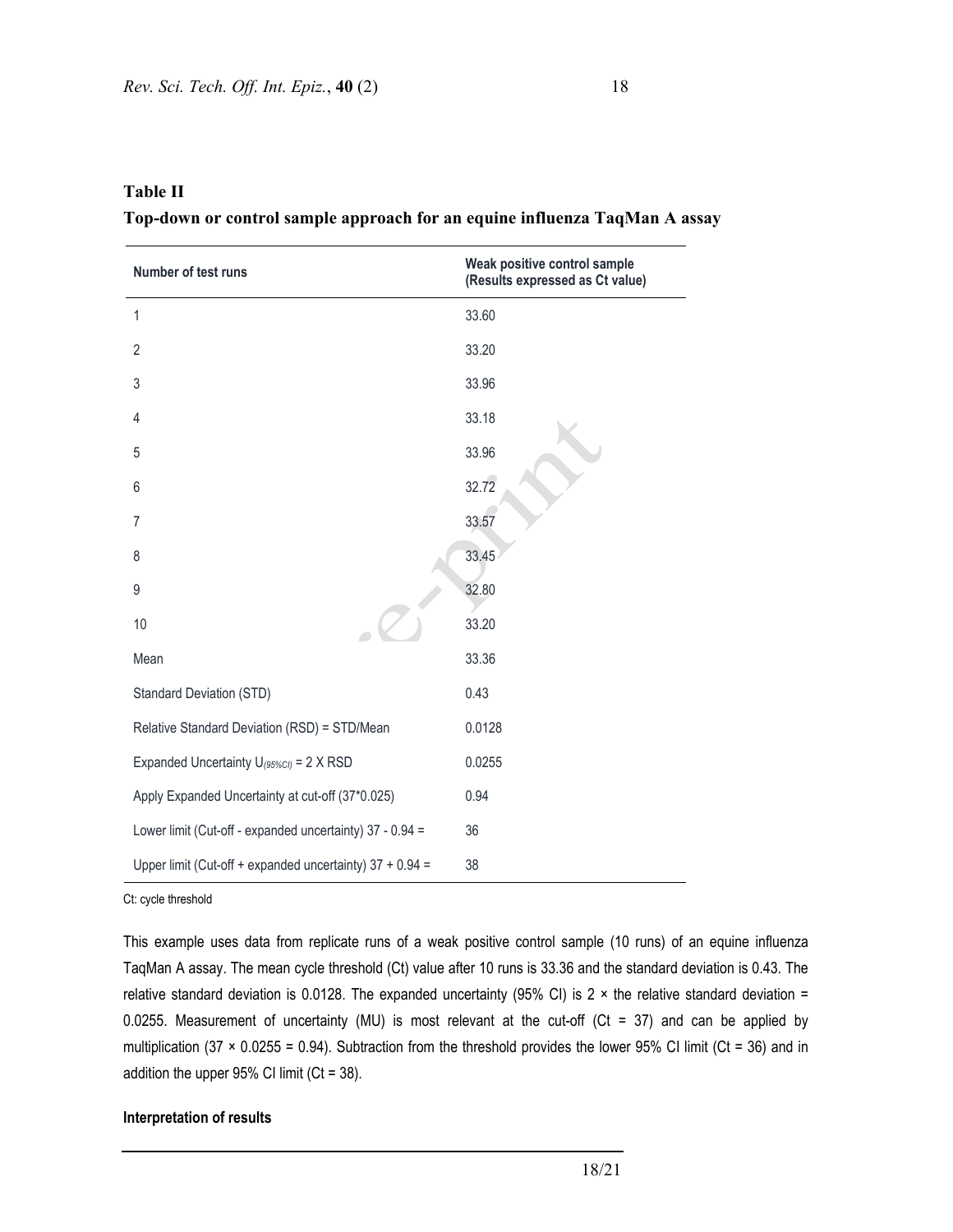**Table II**

**Top-down or control sample approach for an equine influenza TaqMan A assay**

| Number of test runs | Weak positive control sample (Results expressed as Ct value) |
|---|---|
| 1 | 33.60 |
| 2 | 33.20 |
| 3 | 33.96 |
| 4 | 33.18 |
| 5 | 33.96 |
| 6 | 32.72 |
| 7 | 33.57 |
| 8 | 33.45 |
| 9 | 32.80 |
| 10 | 33.20 |
| Mean | 33.36 |
| Standard Deviation (STD) | 0.43 |
| Relative Standard Deviation (RSD) = STD/Mean | 0.0128 |
| Expanded Uncertainty $U_{(95\%CI)}$ = 2 X RSD | 0.0255 |
| Apply Expanded Uncertainty at cut-off (37*0.025) | 0.94 |
| Lower limit (Cut-off - expanded uncertainty) 37 - 0.94 = | 36 |
| Upper limit (Cut-off + expanded uncertainty) 37 + 0.94 = | 38 |

Ct: cycle threshold

This example uses data from replicate runs of a weak positive control sample (10 runs) of an equine influenza TaqMan A assay. The mean cycle threshold (Ct) value after 10 runs is 33.36 and the standard deviation is 0.43. The relative standard deviation is 0.0128. The expanded uncertainty (95% CI) is 2 × the relative standard deviation = 0.0255. Measurement of uncertainty (MU) is most relevant at the cut-off (Ct = 37) and can be applied by multiplication (37 × 0.0255 = 0.94). Subtraction from the threshold provides the lower 95% CI limit (Ct = 36) and in addition the upper 95% CI limit (Ct = 38).

**Interpretation of results**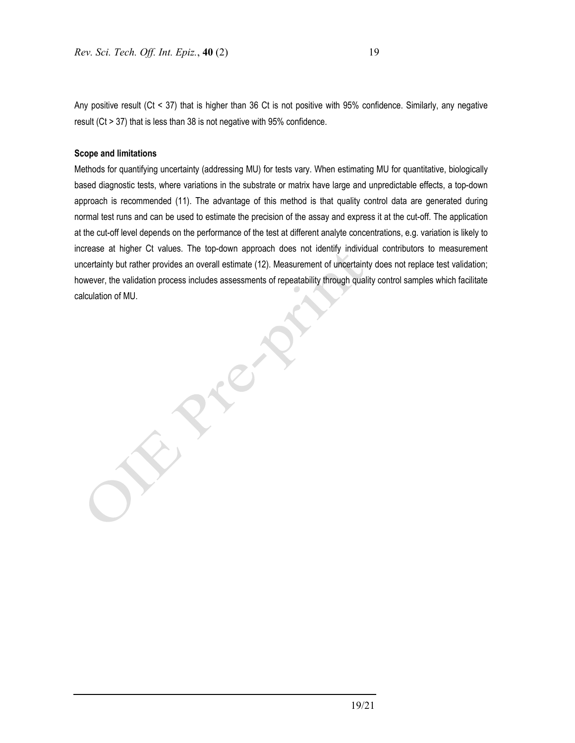Any positive result (Ct < 37) that is higher than 36 Ct is not positive with 95% confidence. Similarly, any negative result (Ct > 37) that is less than 38 is not negative with 95% confidence.

**Scope and limitations**

Methods for quantifying uncertainty (addressing MU) for tests vary. When estimating MU for quantitative, biologically based diagnostic tests, where variations in the substrate or matrix have large and unpredictable effects, a top-down approach is recommended (11). The advantage of this method is that quality control data are generated during normal test runs and can be used to estimate the precision of the assay and express it at the cut-off. The application at the cut-off level depends on the performance of the test at different analyte concentrations, e.g. variation is likely to increase at higher Ct values. The top-down approach does not identify individual contributors to measurement uncertainty but rather provides an overall estimate (12). Measurement of uncertainty does not replace test validation; however, the validation process includes assessments of repeatability through quality control samples which facilitate calculation of MU.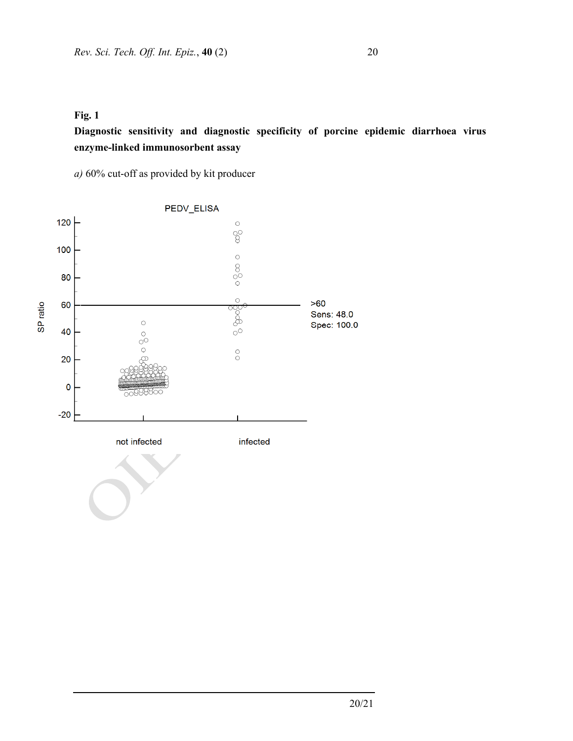**Fig. 1**

**Diagnostic sensitivity and diagnostic specificity of porcine epidemic diarrhoea virus enzyme-linked immunosorbent assay**

*a)* 60% cut-off as provided by kit producer

PEDV_ELISA

SP ratio

120

100

80

60

40

20

0

-20

not infected

infected

>60

Sens: 48.0

Spec: 100.0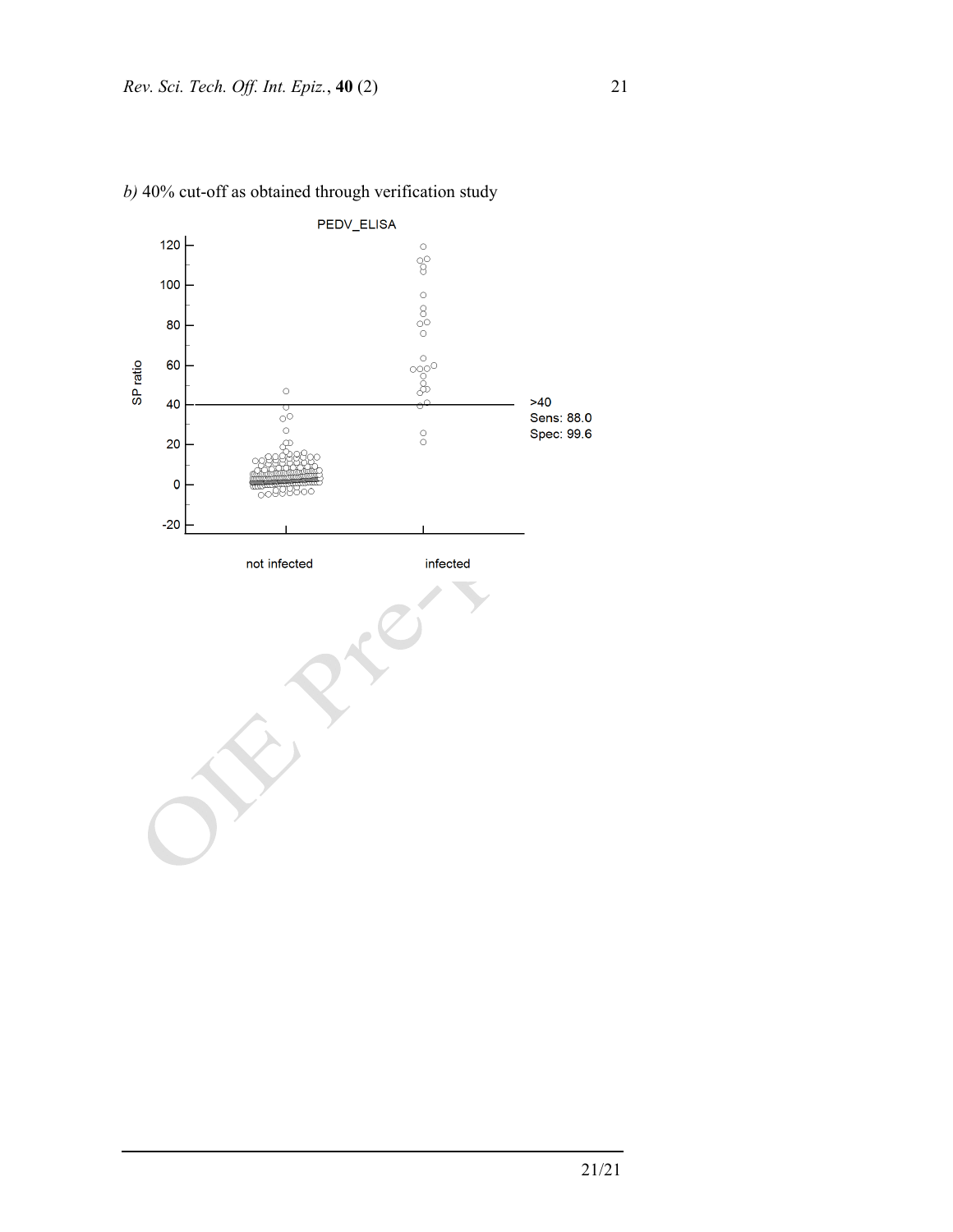*b)* 40% cut-off as obtained through verification study

PEDV_ELISA

SP ratio

120

100

80

60

40

20

0

-20

not infected

infected

>40

Sens: 88.0

Spec: 99.6